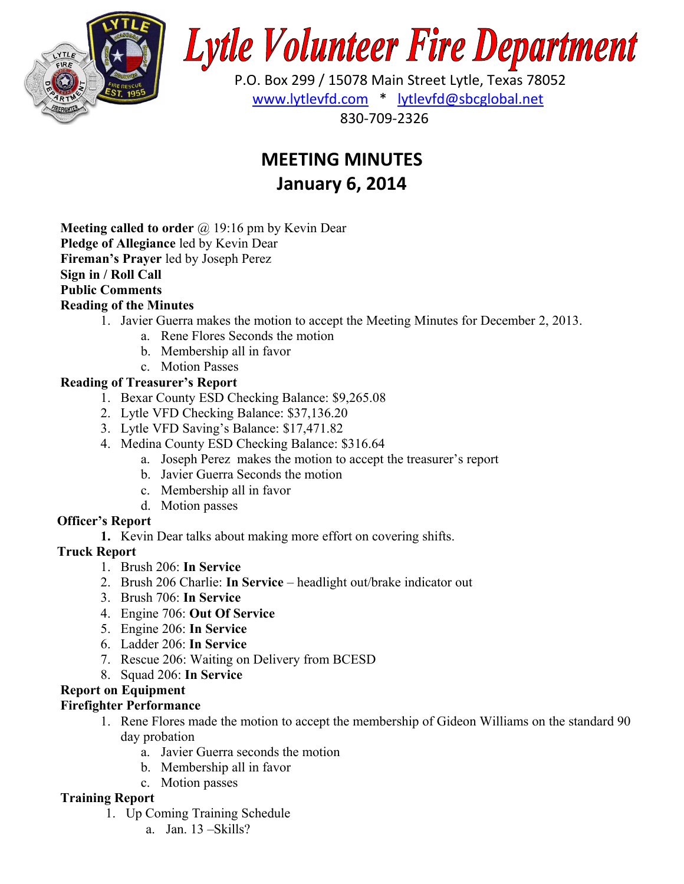# Lytle Volunteer Fire Department

P.O. Box 299 / 15078 Main Street Lytle, Texas 78052
www.lytlevfd.com * lytlevfd@sbcglobal.net
830-709-2326

## MEETING MINUTES
## January 6, 2014

**Meeting called to order** @ 19:16 pm by Kevin Dear
**Pledge of Allegiance** led by Kevin Dear
**Fireman's Prayer** led by Joseph Perez
**Sign in / Roll Call**
**Public Comments**
**Reading of the Minutes**

1. Javier Guerra makes the motion to accept the Meeting Minutes for December 2, 2013.
   a. Rene Flores Seconds the motion
   b. Membership all in favor
   c. Motion Passes

**Reading of Treasurer's Report**

1. Bexar County ESD Checking Balance: $9,265.08
2. Lytle VFD Checking Balance: $37,136.20
3. Lytle VFD Saving's Balance: $17,471.82
4. Medina County ESD Checking Balance: $316.64
   a. Joseph Perez makes the motion to accept the treasurer's report
   b. Javier Guerra Seconds the motion
   c. Membership all in favor
   d. Motion passes

**Officer's Report**

1. Kevin Dear talks about making more effort on covering shifts.

**Truck Report**

1. Brush 206: **In Service**
2. Brush 206 Charlie: **In Service** – headlight out/brake indicator out
3. Brush 706: **In Service**
4. Engine 706: **Out Of Service**
5. Engine 206: **In Service**
6. Ladder 206: **In Service**
7. Rescue 206: Waiting on Delivery from BCESD
8. Squad 206: **In Service**

**Report on Equipment**
**Firefighter Performance**

1. Rene Flores made the motion to accept the membership of Gideon Williams on the standard 90 day probation
   a. Javier Guerra seconds the motion
   b. Membership all in favor
   c. Motion passes

**Training Report**

1. Up Coming Training Schedule
   a. Jan. 13 –Skills?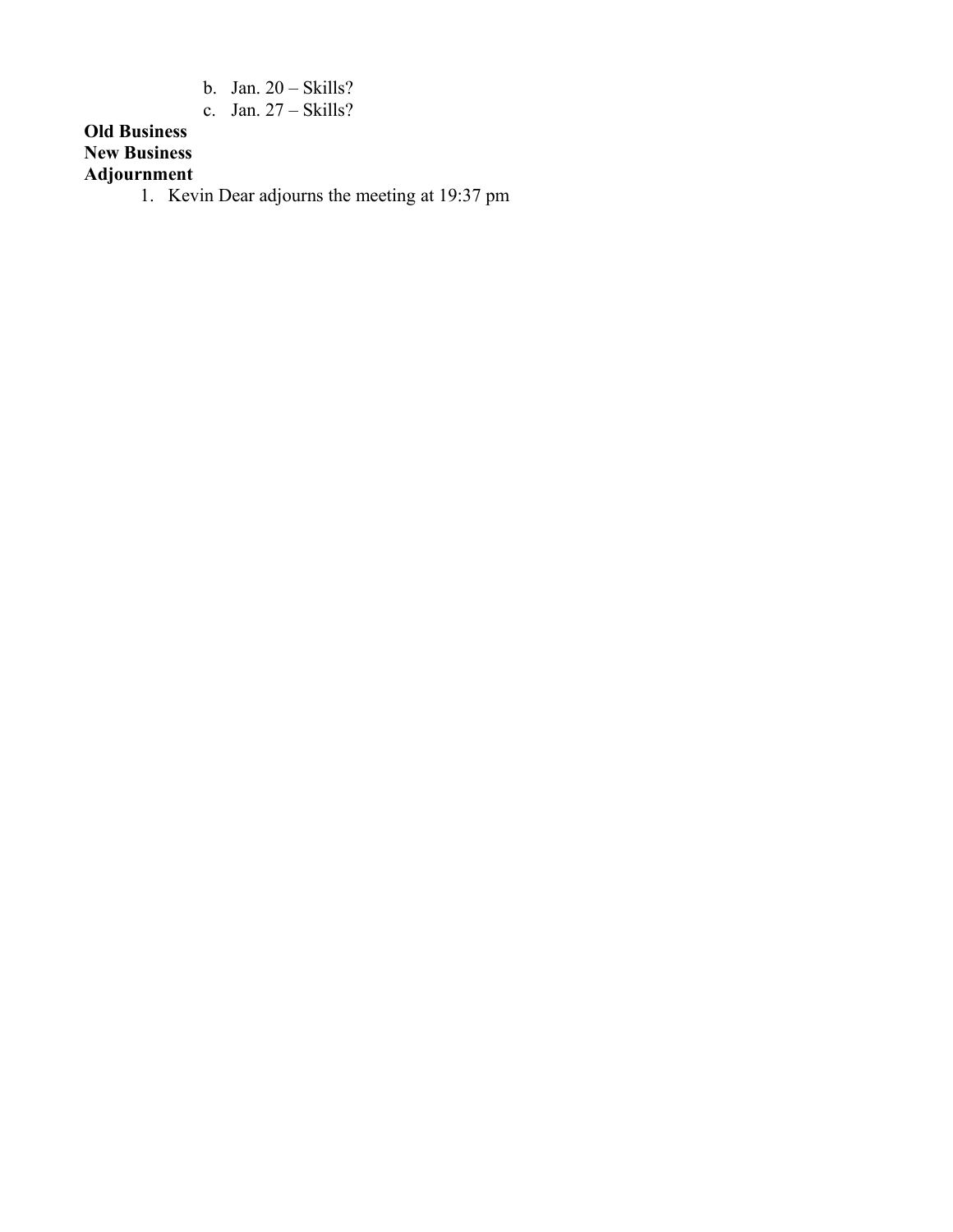b. Jan. 20 – Skills?
   c. Jan. 27 – Skills?

**Old Business**

**New Business**

**Adjournment**

1. Kevin Dear adjourns the meeting at 19:37 pm